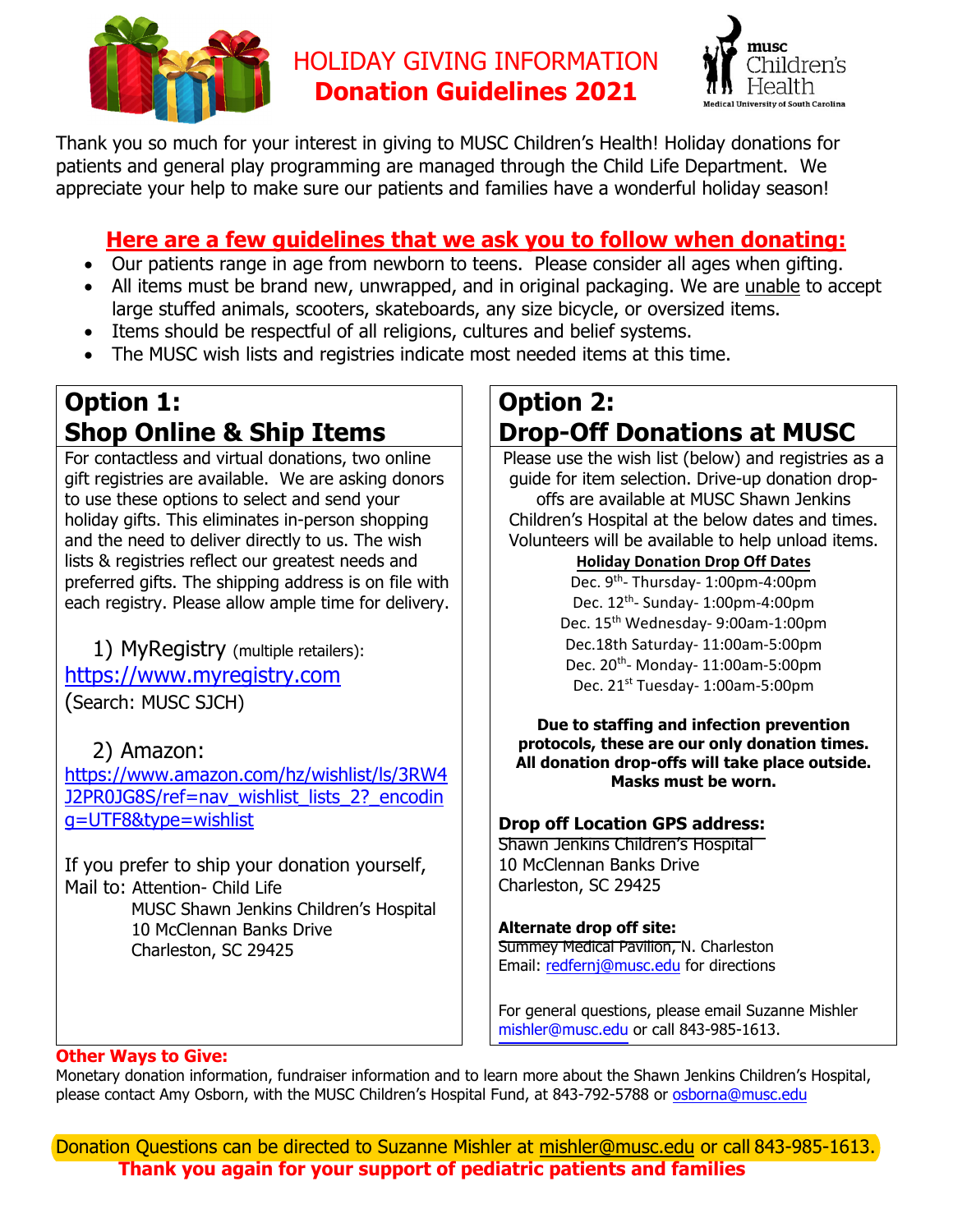# HOLIDAY GIVING INFORMATION
# Donation Guidelines 2021

musc Children's Health
Medical University of South Carolina

Thank you so much for your interest in giving to MUSC Children's Health! Holiday donations for patients and general play programming are managed through the Child Life Department. We appreciate your help to make sure our patients and families have a wonderful holiday season!

## Here are a few guidelines that we ask you to follow when donating:

- Our patients range in age from newborn to teens. Please consider all ages when gifting.
- All items must be brand new, unwrapped, and in original packaging. We are unable to accept large stuffed animals, scooters, skateboards, any size bicycle, or oversized items.
- Items should be respectful of all religions, cultures and belief systems.
- The MUSC wish lists and registries indicate most needed items at this time.

## Option 1: Shop Online & Ship Items

For contactless and virtual donations, two online gift registries are available. We are asking donors to use these options to select and send your holiday gifts. This eliminates in-person shopping and the need to deliver directly to us. The wish lists & registries reflect our greatest needs and preferred gifts. The shipping address is on file with each registry. Please allow ample time for delivery.

1) MyRegistry (multiple retailers):
https://www.myregistry.com
(Search: MUSC SJCH)

2) Amazon:
https://www.amazon.com/hz/wishlist/ls/3RW4J2PR0JG8S/ref=nav_wishlist_lists_2?_encoding=UTF8&type=wishlist

If you prefer to ship your donation yourself,
Mail to: Attention- Child Life
MUSC Shawn Jenkins Children's Hospital
10 McClennan Banks Drive
Charleston, SC 29425

## Option 2: Drop-Off Donations at MUSC

Please use the wish list (below) and registries as a guide for item selection. Drive-up donation drop-offs are available at MUSC Shawn Jenkins Children's Hospital at the below dates and times. Volunteers will be available to help unload items.

**Holiday Donation Drop Off Dates**

Dec. 9th- Thursday- 1:00pm-4:00pm
Dec. 12th- Sunday- 1:00pm-4:00pm
Dec. 15th Wednesday- 9:00am-1:00pm
Dec.18th Saturday- 11:00am-5:00pm
Dec. 20th- Monday- 11:00am-5:00pm
Dec. 21st Tuesday- 1:00am-5:00pm

**Due to staffing and infection prevention protocols, these are our only donation times. All donation drop-offs will take place outside. Masks must be worn.**

**Drop off Location GPS address:**
Shawn Jenkins Children's Hospital
10 McClennan Banks Drive
Charleston, SC 29425

**Alternate drop off site:**
Summey Medical Pavilion, N. Charleston
Email: redfernj@musc.edu for directions

For general questions, please email Suzanne Mishler mishler@musc.edu or call 843-985-1613.

**Other Ways to Give:**
Monetary donation information, fundraiser information and to learn more about the Shawn Jenkins Children's Hospital, please contact Amy Osborn, with the MUSC Children's Hospital Fund, at 843-792-5788 or osborna@musc.edu

Donation Questions can be directed to Suzanne Mishler at mishler@musc.edu or call 843-985-1613.

**Thank you again for your support of pediatric patients and families**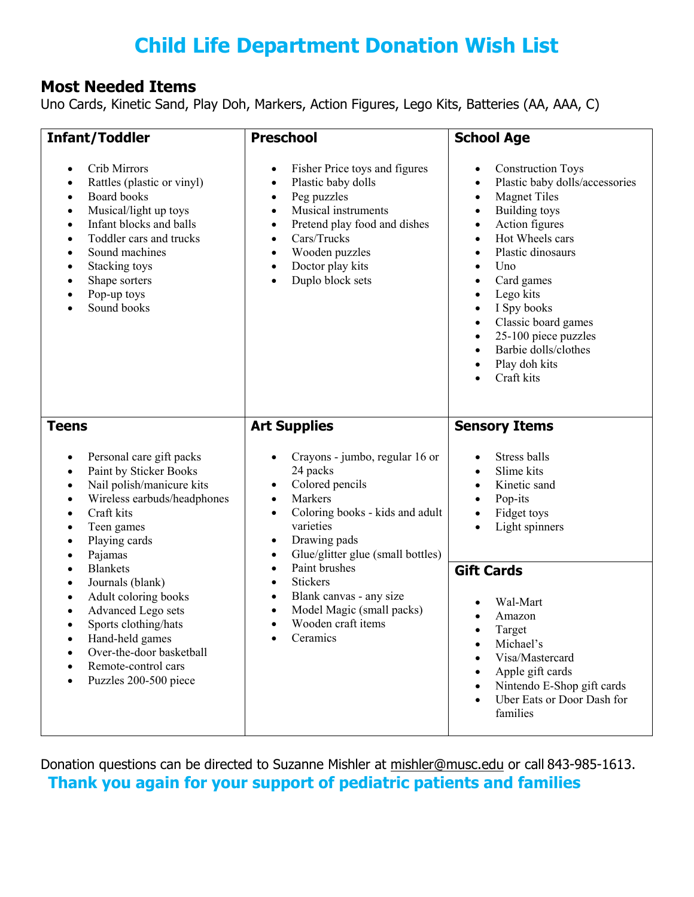# Child Life Department Donation Wish List

## Most Needed Items

Uno Cards, Kinetic Sand, Play Doh, Markers, Action Figures, Lego Kits, Batteries (AA, AAA, C)

### Infant/Toddler

- Crib Mirrors
- Rattles (plastic or vinyl)
- Board books
- Musical/light up toys
- Infant blocks and balls
- Toddler cars and trucks
- Sound machines
- Stacking toys
- Shape sorters
- Pop-up toys
- Sound books

### Preschool

- Fisher Price toys and figures
- Plastic baby dolls
- Peg puzzles
- Musical instruments
- Pretend play food and dishes
- Cars/Trucks
- Wooden puzzles
- Doctor play kits
- Duplo block sets

### School Age

- Construction Toys
- Plastic baby dolls/accessories
- Magnet Tiles
- Building toys
- Action figures
- Hot Wheels cars
- Plastic dinosaurs
- Uno
- Card games
- Lego kits
- I Spy books
- Classic board games
- 25-100 piece puzzles
- Barbie dolls/clothes
- Play doh kits
- Craft kits

### Teens

- Personal care gift packs
- Paint by Sticker Books
- Nail polish/manicure kits
- Wireless earbuds/headphones
- Craft kits
- Teen games
- Playing cards
- Pajamas
- Blankets
- Journals (blank)
- Adult coloring books
- Advanced Lego sets
- Sports clothing/hats
- Hand-held games
- Over-the-door basketball
- Remote-control cars
- Puzzles 200-500 piece

### Art Supplies

- Crayons - jumbo, regular 16 or 24 packs
- Colored pencils
- Markers
- Coloring books - kids and adult varieties
- Drawing pads
- Glue/glitter glue (small bottles)
- Paint brushes
- Stickers
- Blank canvas - any size
- Model Magic (small packs)
- Wooden craft items
- Ceramics

### Sensory Items

- Stress balls
- Slime kits
- Kinetic sand
- Pop-its
- Fidget toys
- Light spinners

### Gift Cards

- Wal-Mart
- Amazon
- Target
- Michael's
- Visa/Mastercard
- Apple gift cards
- Nintendo E-Shop gift cards
- Uber Eats or Door Dash for families

Donation questions can be directed to Suzanne Mishler at mishler@musc.edu or call 843-985-1613.

**Thank you again for your support of pediatric patients and families**